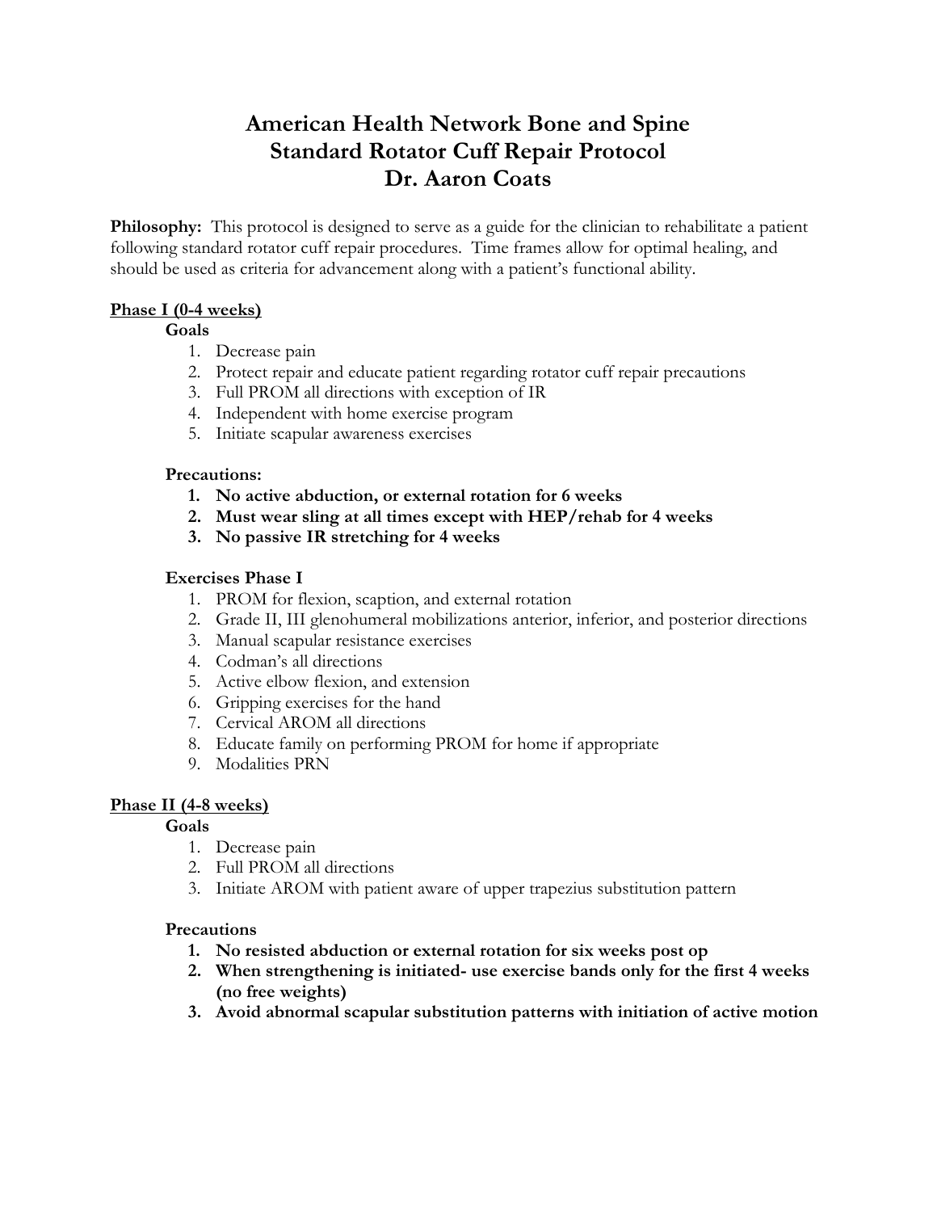# American Health Network Bone and Spine
# Standard Rotator Cuff Repair Protocol
# Dr. Aaron Coats

**Philosophy:** This protocol is designed to serve as a guide for the clinician to rehabilitate a patient following standard rotator cuff repair procedures. Time frames allow for optimal healing, and should be used as criteria for advancement along with a patient's functional ability.

## Phase I (0-4 weeks)

### Goals

1. Decrease pain
2. Protect repair and educate patient regarding rotator cuff repair precautions
3. Full PROM all directions with exception of IR
4. Independent with home exercise program
5. Initiate scapular awareness exercises

### Precautions:

1. **No active abduction, or external rotation for 6 weeks**
2. **Must wear sling at all times except with HEP/rehab for 4 weeks**
3. **No passive IR stretching for 4 weeks**

### Exercises Phase I

1. PROM for flexion, scaption, and external rotation
2. Grade II, III glenohumeral mobilizations anterior, inferior, and posterior directions
3. Manual scapular resistance exercises
4. Codman's all directions
5. Active elbow flexion, and extension
6. Gripping exercises for the hand
7. Cervical AROM all directions
8. Educate family on performing PROM for home if appropriate
9. Modalities PRN

## Phase II (4-8 weeks)

### Goals

1. Decrease pain
2. Full PROM all directions
3. Initiate AROM with patient aware of upper trapezius substitution pattern

### Precautions

1. **No resisted abduction or external rotation for six weeks post op**
2. **When strengthening is initiated- use exercise bands only for the first 4 weeks (no free weights)**
3. **Avoid abnormal scapular substitution patterns with initiation of active motion**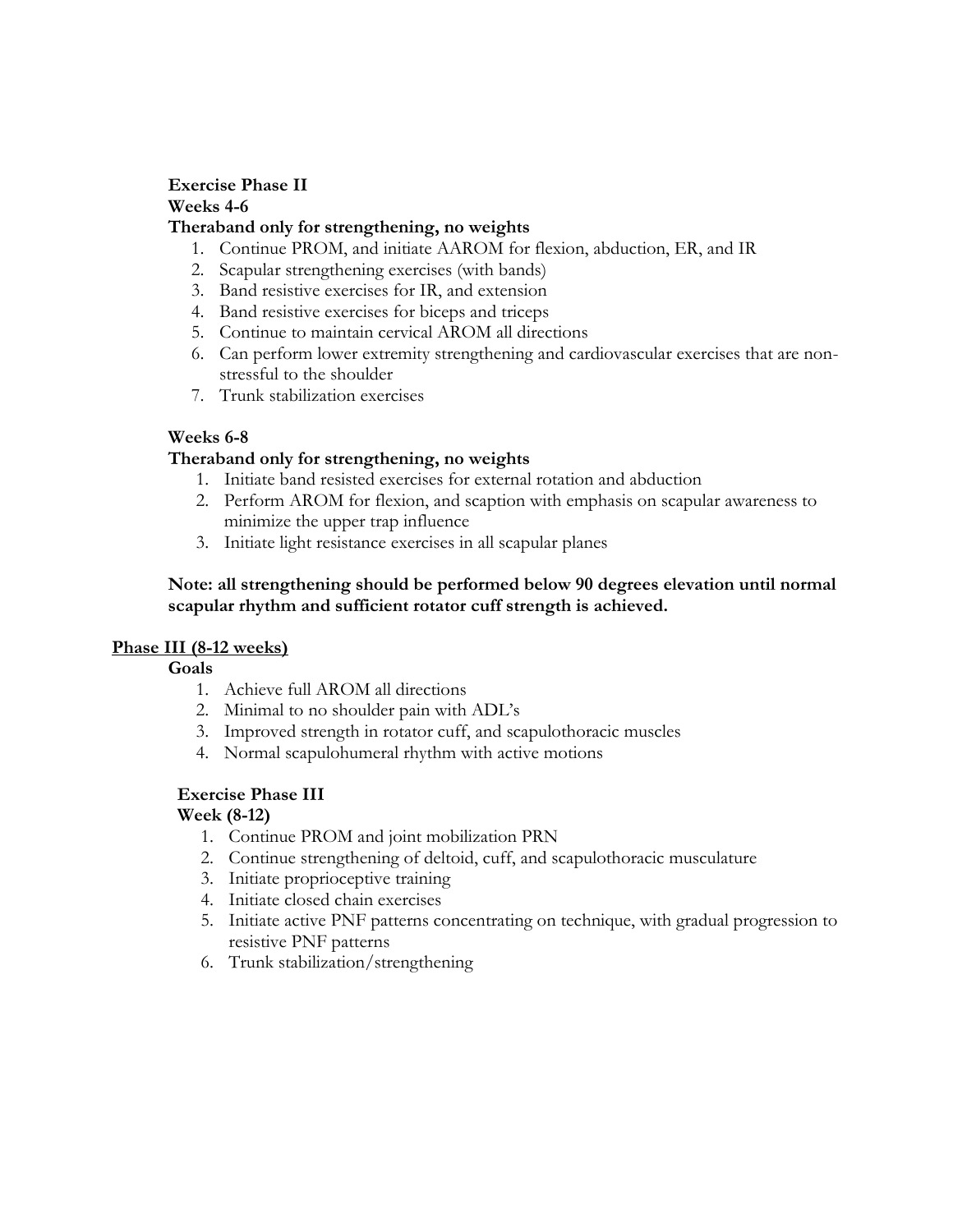**Exercise Phase II**

**Weeks 4-6**

**Theraband only for strengthening, no weights**

1. Continue PROM, and initiate AAROM for flexion, abduction, ER, and IR
2. Scapular strengthening exercises (with bands)
3. Band resistive exercises for IR, and extension
4. Band resistive exercises for biceps and triceps
5. Continue to maintain cervical AROM all directions
6. Can perform lower extremity strengthening and cardiovascular exercises that are non-stressful to the shoulder
7. Trunk stabilization exercises

**Weeks 6-8**

**Theraband only for strengthening, no weights**

1. Initiate band resisted exercises for external rotation and abduction
2. Perform AROM for flexion, and scaption with emphasis on scapular awareness to minimize the upper trap influence
3. Initiate light resistance exercises in all scapular planes

**Note: all strengthening should be performed below 90 degrees elevation until normal scapular rhythm and sufficient rotator cuff strength is achieved.**

## Phase III (8-12 weeks)

**Goals**

1. Achieve full AROM all directions
2. Minimal to no shoulder pain with ADL's
3. Improved strength in rotator cuff, and scapulothoracic muscles
4. Normal scapulohumeral rhythm with active motions

**Exercise Phase III**

**Week (8-12)**

1. Continue PROM and joint mobilization PRN
2. Continue strengthening of deltoid, cuff, and scapulothoracic musculature
3. Initiate proprioceptive training
4. Initiate closed chain exercises
5. Initiate active PNF patterns concentrating on technique, with gradual progression to resistive PNF patterns
6. Trunk stabilization/strengthening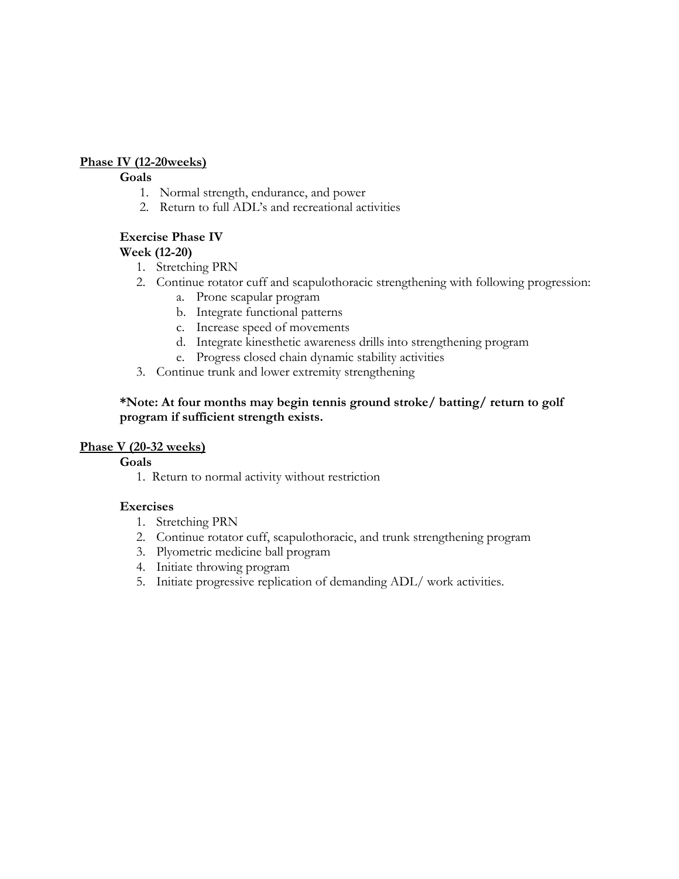## Phase IV (12-20weeks)

**Goals**

1. Normal strength, endurance, and power
2. Return to full ADL's and recreational activities

**Exercise Phase IV**
**Week (12-20)**

1. Stretching PRN
2. Continue rotator cuff and scapulothoracic strengthening with following progression:
   a. Prone scapular program
   b. Integrate functional patterns
   c. Increase speed of movements
   d. Integrate kinesthetic awareness drills into strengthening program
   e. Progress closed chain dynamic stability activities
3. Continue trunk and lower extremity strengthening

**\*Note: At four months may begin tennis ground stroke/ batting/ return to golf program if sufficient strength exists.**

## Phase V (20-32 weeks)

**Goals**

1. Return to normal activity without restriction

**Exercises**

1. Stretching PRN
2. Continue rotator cuff, scapulothoracic, and trunk strengthening program
3. Plyometric medicine ball program
4. Initiate throwing program
5. Initiate progressive replication of demanding ADL/ work activities.